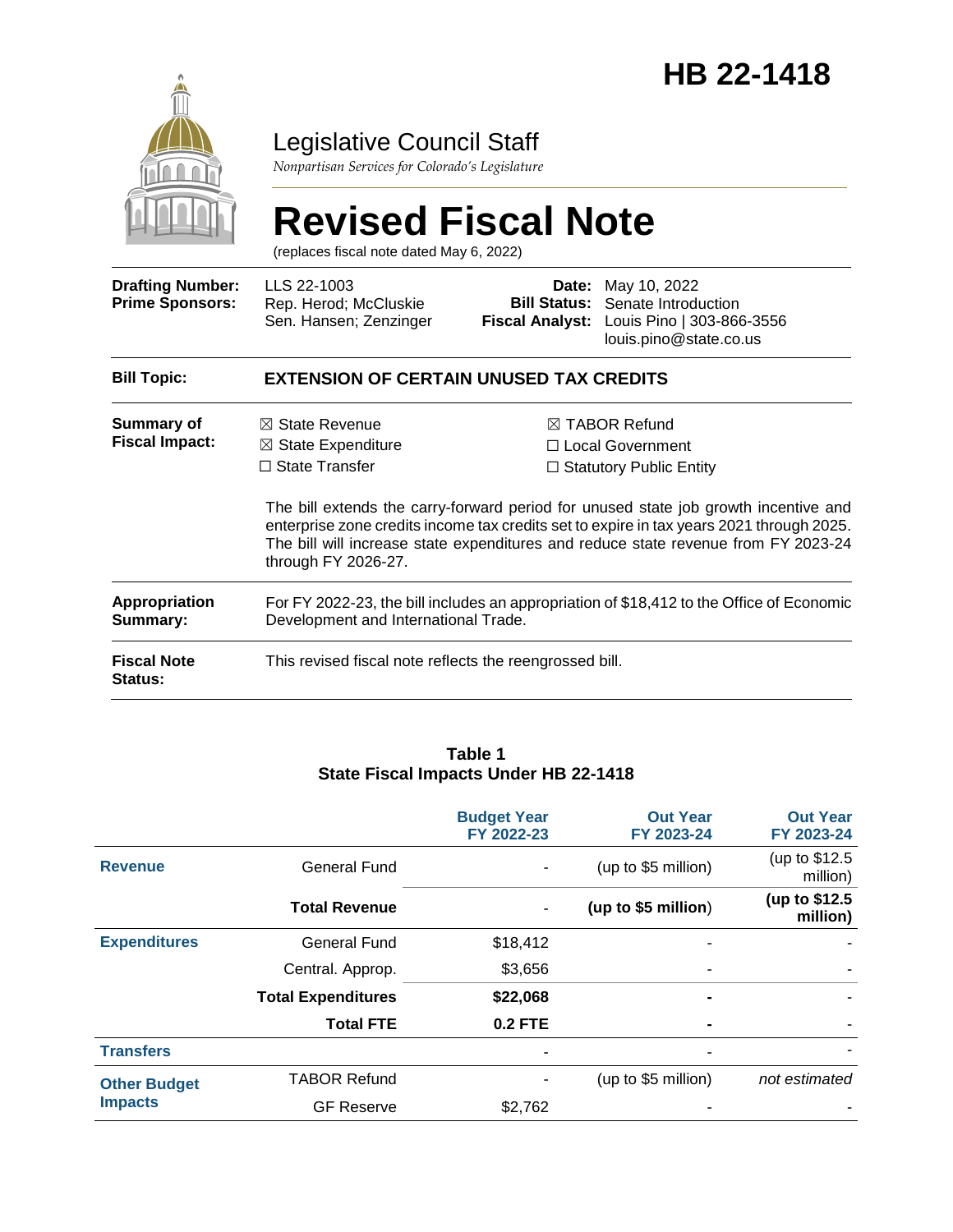# HB 22-1418

## Legislative Council Staff

*Nonpartisan Services for Colorado's Legislature*

# Revised Fiscal Note

(replaces fiscal note dated May 6, 2022)

| | | | |
|---|---|---|---|
| **Drafting Number:** | LLS 22-1003 | **Date:** | May 10, 2022 |
| **Prime Sponsors:** | Rep. Herod; McCluskie<br>Sen. Hansen; Zenzinger | **Bill Status:** | Senate Introduction |
| | | **Fiscal Analyst:** | Louis Pino \| 303-866-3556<br>louis.pino@state.co.us |

**Bill Topic:** **EXTENSION OF CERTAIN UNUSED TAX CREDITS**

**Summary of Fiscal Impact:**

☒ State Revenue
☒ State Expenditure
☐ State Transfer
☒ TABOR Refund
☐ Local Government
☐ Statutory Public Entity

The bill extends the carry-forward period for unused state job growth incentive and enterprise zone credits income tax credits set to expire in tax years 2021 through 2025. The bill will increase state expenditures and reduce state revenue from FY 2023-24 through FY 2026-27.

**Appropriation Summary:** For FY 2022-23, the bill includes an appropriation of $18,412 to the Office of Economic Development and International Trade.

**Fiscal Note Status:** This revised fiscal note reflects the reengrossed bill.

**Table 1**
**State Fiscal Impacts Under HB 22-1418**

| | | Budget Year FY 2022-23 | Out Year FY 2023-24 | Out Year FY 2023-24 |
|---|---|---|---|---|
| **Revenue** | General Fund | - | (up to $5 million) | (up to $12.5 million) |
| | **Total Revenue** | - | **(up to $5 million)** | **(up to $12.5 million)** |
| **Expenditures** | General Fund | $18,412 | - | - |
| | Central. Approp. | $3,656 | - | - |
| | **Total Expenditures** | **$22,068** | **-** | - |
| | **Total FTE** | **0.2 FTE** | **-** | - |
| **Transfers** | | - | - | - |
| **Other Budget Impacts** | TABOR Refund | - | (up to $5 million) | *not estimated* |
| | GF Reserve | $2,762 | - | - |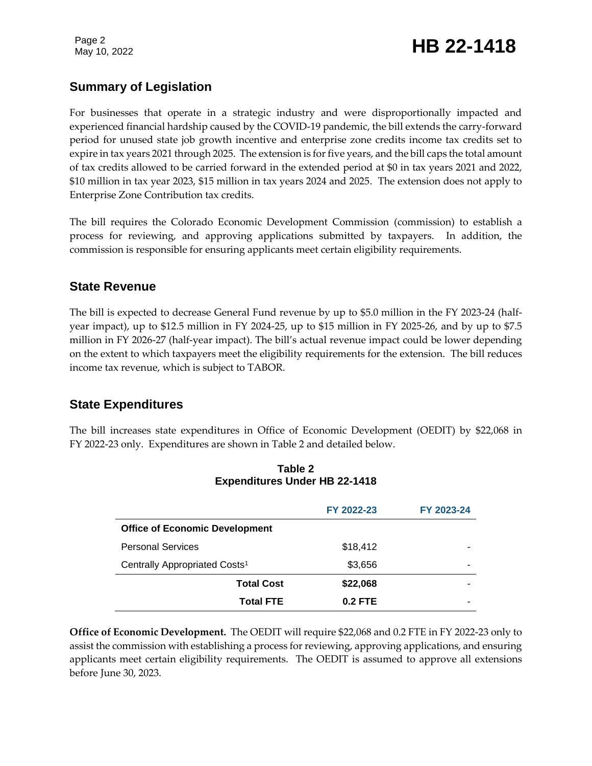## Summary of Legislation

For businesses that operate in a strategic industry and were disproportionally impacted and experienced financial hardship caused by the COVID-19 pandemic, the bill extends the carry-forward period for unused state job growth incentive and enterprise zone credits income tax credits set to expire in tax years 2021 through 2025. The extension is for five years, and the bill caps the total amount of tax credits allowed to be carried forward in the extended period at $0 in tax years 2021 and 2022, $10 million in tax year 2023, $15 million in tax years 2024 and 2025. The extension does not apply to Enterprise Zone Contribution tax credits.

The bill requires the Colorado Economic Development Commission (commission) to establish a process for reviewing, and approving applications submitted by taxpayers. In addition, the commission is responsible for ensuring applicants meet certain eligibility requirements.

## State Revenue

The bill is expected to decrease General Fund revenue by up to $5.0 million in the FY 2023-24 (half-year impact), up to $12.5 million in FY 2024-25, up to $15 million in FY 2025-26, and by up to $7.5 million in FY 2026-27 (half-year impact). The bill's actual revenue impact could be lower depending on the extent to which taxpayers meet the eligibility requirements for the extension. The bill reduces income tax revenue, which is subject to TABOR.

## State Expenditures

The bill increases state expenditures in Office of Economic Development (OEDIT) by $22,068 in FY 2022-23 only. Expenditures are shown in Table 2 and detailed below.

**Table 2**
**Expenditures Under HB 22-1418**

| | FY 2022-23 | FY 2023-24 |
|---|---|---|
| **Office of Economic Development** | | |
| Personal Services | $18,412 | - |
| Centrally Appropriated Costs[1] | $3,656 | - |
| **Total Cost** | **$22,068** | - |
| **Total FTE** | **0.2 FTE** | - |

**Office of Economic Development.** The OEDIT will require $22,068 and 0.2 FTE in FY 2022-23 only to assist the commission with establishing a process for reviewing, approving applications, and ensuring applicants meet certain eligibility requirements. The OEDIT is assumed to approve all extensions before June 30, 2023.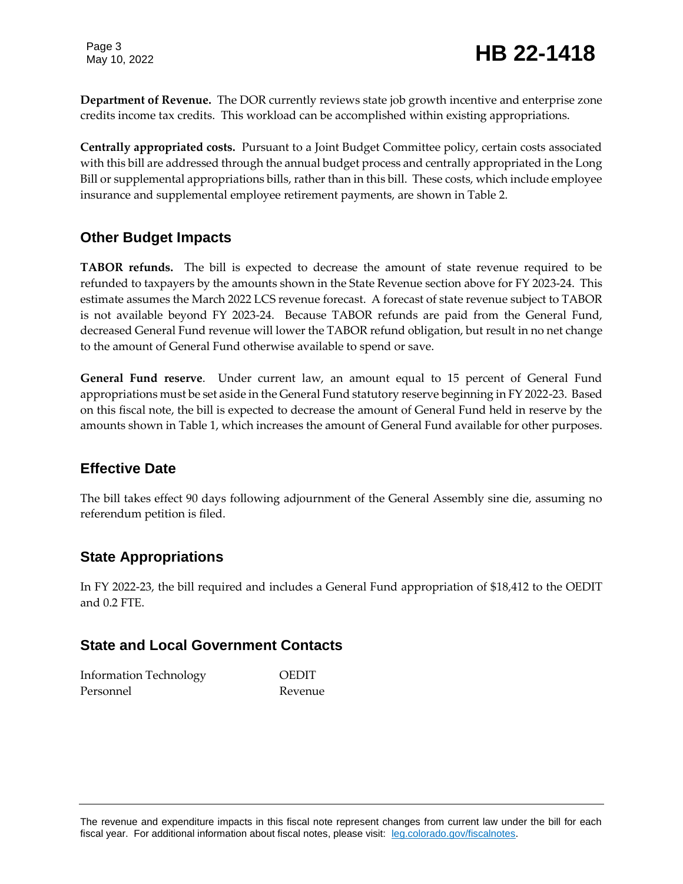**Department of Revenue.** The DOR currently reviews state job growth incentive and enterprise zone credits income tax credits. This workload can be accomplished within existing appropriations.

**Centrally appropriated costs.** Pursuant to a Joint Budget Committee policy, certain costs associated with this bill are addressed through the annual budget process and centrally appropriated in the Long Bill or supplemental appropriations bills, rather than in this bill. These costs, which include employee insurance and supplemental employee retirement payments, are shown in Table 2.

## Other Budget Impacts

**TABOR refunds.** The bill is expected to decrease the amount of state revenue required to be refunded to taxpayers by the amounts shown in the State Revenue section above for FY 2023-24. This estimate assumes the March 2022 LCS revenue forecast. A forecast of state revenue subject to TABOR is not available beyond FY 2023-24. Because TABOR refunds are paid from the General Fund, decreased General Fund revenue will lower the TABOR refund obligation, but result in no net change to the amount of General Fund otherwise available to spend or save.

**General Fund reserve**. Under current law, an amount equal to 15 percent of General Fund appropriations must be set aside in the General Fund statutory reserve beginning in FY 2022-23. Based on this fiscal note, the bill is expected to decrease the amount of General Fund held in reserve by the amounts shown in Table 1, which increases the amount of General Fund available for other purposes.

## Effective Date

The bill takes effect 90 days following adjournment of the General Assembly sine die, assuming no referendum petition is filed.

## State Appropriations

In FY 2022-23, the bill required and includes a General Fund appropriation of $18,412 to the OEDIT and 0.2 FTE.

## State and Local Government Contacts

| | |
|---|---|
| Information Technology | OEDIT |
| Personnel | Revenue |

The revenue and expenditure impacts in this fiscal note represent changes from current law under the bill for each fiscal year. For additional information about fiscal notes, please visit: leg.colorado.gov/fiscalnotes.